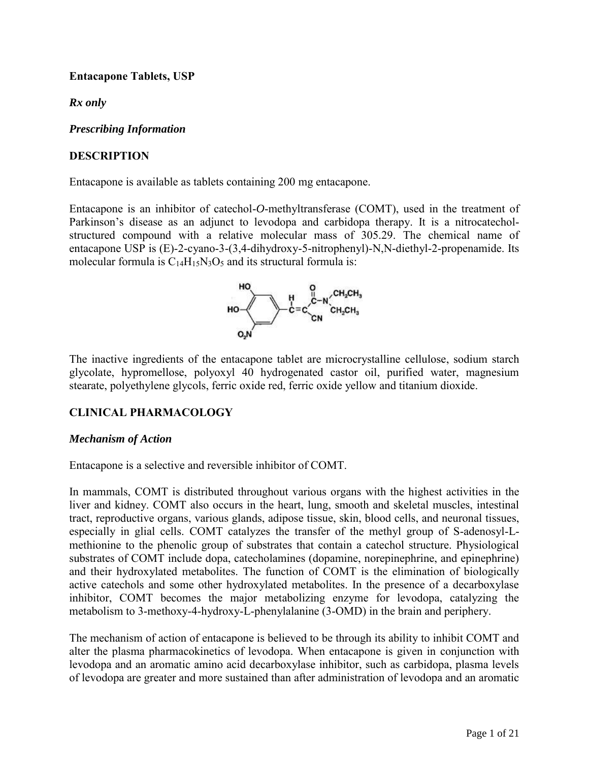**Entacapone Tablets, USP**

***Rx only***

***Prescribing Information***

## DESCRIPTION

Entacapone is available as tablets containing 200 mg entacapone.

Entacapone is an inhibitor of catechol-*O*-methyltransferase (COMT), used in the treatment of Parkinson's disease as an adjunct to levodopa and carbidopa therapy. It is a nitrocatechol-structured compound with a relative molecular mass of 305.29. The chemical name of entacapone USP is (E)-2-cyano-3-(3,4-dihydroxy-5-nitrophenyl)-N,N-diethyl-2-propenamide. Its molecular formula is $C_{14}H_{15}N_3O_5$ and its structural formula is:

The inactive ingredients of the entacapone tablet are microcrystalline cellulose, sodium starch glycolate, hypromellose, polyoxyl 40 hydrogenated castor oil, purified water, magnesium stearate, polyethylene glycols, ferric oxide red, ferric oxide yellow and titanium dioxide.

## CLINICAL PHARMACOLOGY

### *Mechanism of Action*

Entacapone is a selective and reversible inhibitor of COMT.

In mammals, COMT is distributed throughout various organs with the highest activities in the liver and kidney. COMT also occurs in the heart, lung, smooth and skeletal muscles, intestinal tract, reproductive organs, various glands, adipose tissue, skin, blood cells, and neuronal tissues, especially in glial cells. COMT catalyzes the transfer of the methyl group of S-adenosyl-L-methionine to the phenolic group of substrates that contain a catechol structure. Physiological substrates of COMT include dopa, catecholamines (dopamine, norepinephrine, and epinephrine) and their hydroxylated metabolites. The function of COMT is the elimination of biologically active catechols and some other hydroxylated metabolites. In the presence of a decarboxylase inhibitor, COMT becomes the major metabolizing enzyme for levodopa, catalyzing the metabolism to 3-methoxy-4-hydroxy-L-phenylalanine (3-OMD) in the brain and periphery.

The mechanism of action of entacapone is believed to be through its ability to inhibit COMT and alter the plasma pharmacokinetics of levodopa. When entacapone is given in conjunction with levodopa and an aromatic amino acid decarboxylase inhibitor, such as carbidopa, plasma levels of levodopa are greater and more sustained than after administration of levodopa and an aromatic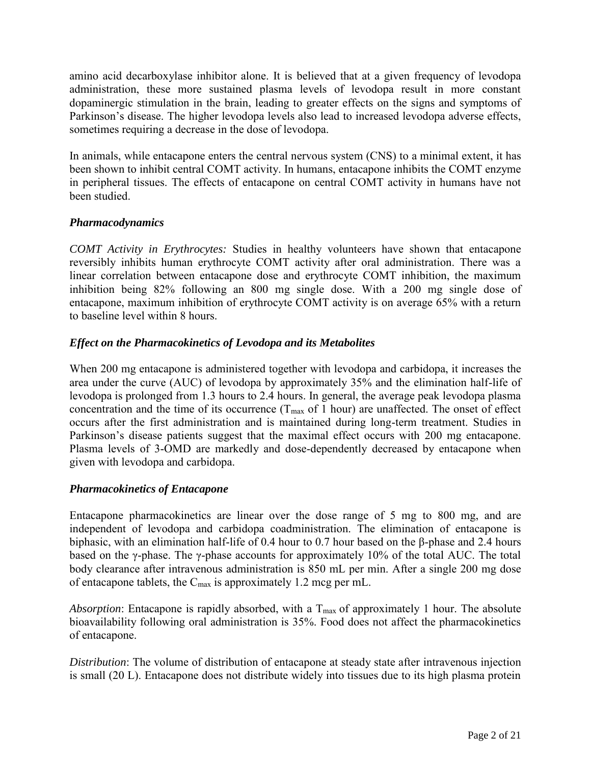amino acid decarboxylase inhibitor alone. It is believed that at a given frequency of levodopa administration, these more sustained plasma levels of levodopa result in more constant dopaminergic stimulation in the brain, leading to greater effects on the signs and symptoms of Parkinson's disease. The higher levodopa levels also lead to increased levodopa adverse effects, sometimes requiring a decrease in the dose of levodopa.

In animals, while entacapone enters the central nervous system (CNS) to a minimal extent, it has been shown to inhibit central COMT activity. In humans, entacapone inhibits the COMT enzyme in peripheral tissues. The effects of entacapone on central COMT activity in humans have not been studied.

### *Pharmacodynamics*

*COMT Activity in Erythrocytes:* Studies in healthy volunteers have shown that entacapone reversibly inhibits human erythrocyte COMT activity after oral administration. There was a linear correlation between entacapone dose and erythrocyte COMT inhibition, the maximum inhibition being 82% following an 800 mg single dose. With a 200 mg single dose of entacapone, maximum inhibition of erythrocyte COMT activity is on average 65% with a return to baseline level within 8 hours.

### *Effect on the Pharmacokinetics of Levodopa and its Metabolites*

When 200 mg entacapone is administered together with levodopa and carbidopa, it increases the area under the curve (AUC) of levodopa by approximately 35% and the elimination half-life of levodopa is prolonged from 1.3 hours to 2.4 hours. In general, the average peak levodopa plasma concentration and the time of its occurrence ($T_{max}$ of 1 hour) are unaffected. The onset of effect occurs after the first administration and is maintained during long-term treatment. Studies in Parkinson's disease patients suggest that the maximal effect occurs with 200 mg entacapone. Plasma levels of 3-OMD are markedly and dose-dependently decreased by entacapone when given with levodopa and carbidopa.

### *Pharmacokinetics of Entacapone*

Entacapone pharmacokinetics are linear over the dose range of 5 mg to 800 mg, and are independent of levodopa and carbidopa coadministration. The elimination of entacapone is biphasic, with an elimination half-life of 0.4 hour to 0.7 hour based on the β-phase and 2.4 hours based on the γ-phase. The γ-phase accounts for approximately 10% of the total AUC. The total body clearance after intravenous administration is 850 mL per min. After a single 200 mg dose of entacapone tablets, the $C_{max}$ is approximately 1.2 mcg per mL.

*Absorption*: Entacapone is rapidly absorbed, with a $T_{max}$ of approximately 1 hour. The absolute bioavailability following oral administration is 35%. Food does not affect the pharmacokinetics of entacapone.

*Distribution*: The volume of distribution of entacapone at steady state after intravenous injection is small (20 L). Entacapone does not distribute widely into tissues due to its high plasma protein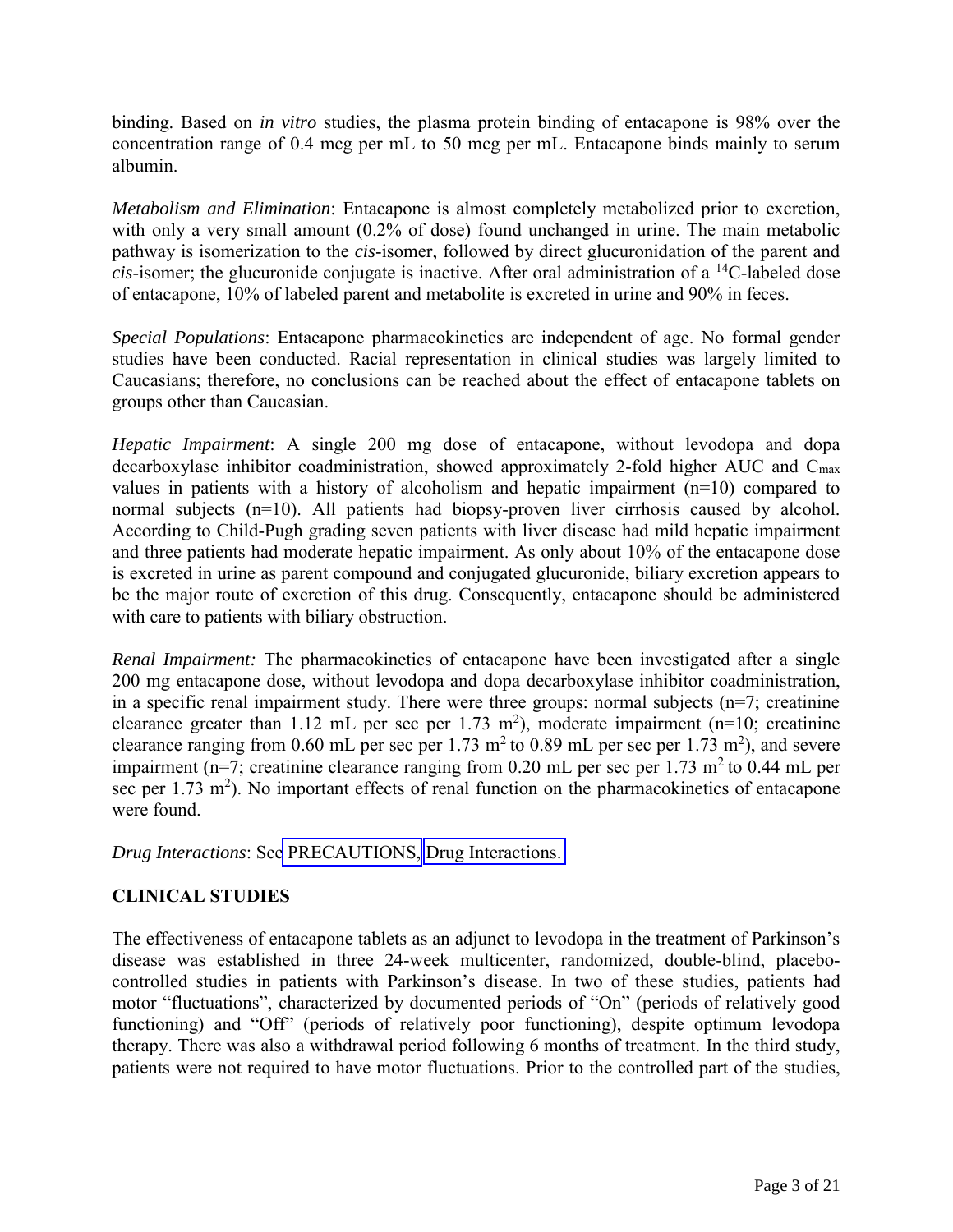binding. Based on *in vitro* studies, the plasma protein binding of entacapone is 98% over the concentration range of 0.4 mcg per mL to 50 mcg per mL. Entacapone binds mainly to serum albumin.

*Metabolism and Elimination*: Entacapone is almost completely metabolized prior to excretion, with only a very small amount (0.2% of dose) found unchanged in urine. The main metabolic pathway is isomerization to the *cis*-isomer, followed by direct glucuronidation of the parent and *cis*-isomer; the glucuronide conjugate is inactive. After oral administration of a $^{14}C$-labeled dose of entacapone, 10% of labeled parent and metabolite is excreted in urine and 90% in feces.

*Special Populations*: Entacapone pharmacokinetics are independent of age. No formal gender studies have been conducted. Racial representation in clinical studies was largely limited to Caucasians; therefore, no conclusions can be reached about the effect of entacapone tablets on groups other than Caucasian.

*Hepatic Impairment*: A single 200 mg dose of entacapone, without levodopa and dopa decarboxylase inhibitor coadministration, showed approximately 2-fold higher AUC and $C_{max}$ values in patients with a history of alcoholism and hepatic impairment (n=10) compared to normal subjects (n=10). All patients had biopsy-proven liver cirrhosis caused by alcohol. According to Child-Pugh grading seven patients with liver disease had mild hepatic impairment and three patients had moderate hepatic impairment. As only about 10% of the entacapone dose is excreted in urine as parent compound and conjugated glucuronide, biliary excretion appears to be the major route of excretion of this drug. Consequently, entacapone should be administered with care to patients with biliary obstruction.

*Renal Impairment:* The pharmacokinetics of entacapone have been investigated after a single 200 mg entacapone dose, without levodopa and dopa decarboxylase inhibitor coadministration, in a specific renal impairment study. There were three groups: normal subjects (n=7; creatinine clearance greater than 1.12 mL per sec per 1.73 $m^2$), moderate impairment (n=10; creatinine clearance ranging from 0.60 mL per sec per 1.73 $m^2$ to 0.89 mL per sec per 1.73 $m^2$), and severe impairment (n=7; creatinine clearance ranging from 0.20 mL per sec per 1.73 $m^2$ to 0.44 mL per sec per 1.73 $m^2$). No important effects of renal function on the pharmacokinetics of entacapone were found.

*Drug Interactions*: See PRECAUTIONS, Drug Interactions.

## CLINICAL STUDIES

The effectiveness of entacapone tablets as an adjunct to levodopa in the treatment of Parkinson's disease was established in three 24-week multicenter, randomized, double-blind, placebo-controlled studies in patients with Parkinson's disease. In two of these studies, patients had motor "fluctuations", characterized by documented periods of "On" (periods of relatively good functioning) and "Off" (periods of relatively poor functioning), despite optimum levodopa therapy. There was also a withdrawal period following 6 months of treatment. In the third study, patients were not required to have motor fluctuations. Prior to the controlled part of the studies,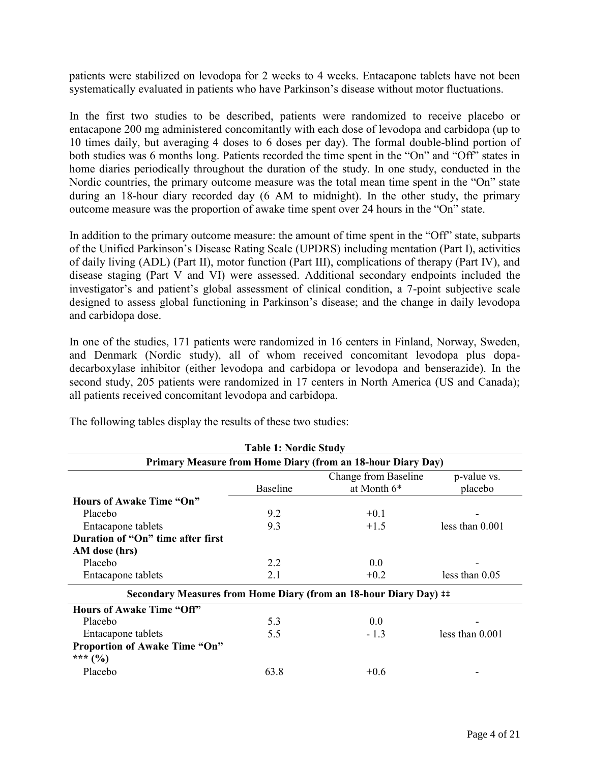patients were stabilized on levodopa for 2 weeks to 4 weeks. Entacapone tablets have not been systematically evaluated in patients who have Parkinson's disease without motor fluctuations.

In the first two studies to be described, patients were randomized to receive placebo or entacapone 200 mg administered concomitantly with each dose of levodopa and carbidopa (up to 10 times daily, but averaging 4 doses to 6 doses per day). The formal double-blind portion of both studies was 6 months long. Patients recorded the time spent in the "On" and "Off" states in home diaries periodically throughout the duration of the study. In one study, conducted in the Nordic countries, the primary outcome measure was the total mean time spent in the "On" state during an 18-hour diary recorded day (6 AM to midnight). In the other study, the primary outcome measure was the proportion of awake time spent over 24 hours in the "On" state.

In addition to the primary outcome measure: the amount of time spent in the "Off" state, subparts of the Unified Parkinson's Disease Rating Scale (UPDRS) including mentation (Part I), activities of daily living (ADL) (Part II), motor function (Part III), complications of therapy (Part IV), and disease staging (Part V and VI) were assessed. Additional secondary endpoints included the investigator's and patient's global assessment of clinical condition, a 7-point subjective scale designed to assess global functioning in Parkinson's disease; and the change in daily levodopa and carbidopa dose.

In one of the studies, 171 patients were randomized in 16 centers in Finland, Norway, Sweden, and Denmark (Nordic study), all of whom received concomitant levodopa plus dopa-decarboxylase inhibitor (either levodopa and carbidopa or levodopa and benserazide). In the second study, 205 patients were randomized in 17 centers in North America (US and Canada); all patients received concomitant levodopa and carbidopa.

The following tables display the results of these two studies:

**Table 1: Nordic Study**

| **Primary Measure from Home Diary (from an 18-hour Diary Day)** | | | |
|---|---|---|---|
| | Baseline | Change from Baseline at Month 6* | p-value vs. placebo |
| **Hours of Awake Time "On"** | | | |
| Placebo | 9.2 | +0.1 | - |
| Entacapone tablets | 9.3 | +1.5 | less than 0.001 |
| **Duration of "On" time after first AM dose (hrs)** | | | |
| Placebo | 2.2 | 0.0 | - |
| Entacapone tablets | 2.1 | +0.2 | less than 0.05 |
| **Secondary Measures from Home Diary (from an 18-hour Diary Day) ‡‡** | | | |
| **Hours of Awake Time "Off"** | | | |
| Placebo | 5.3 | 0.0 | - |
| Entacapone tablets | 5.5 | - 1.3 | less than 0.001 |
| **Proportion of Awake Time "On" *** (%)** | | | |
| Placebo | 63.8 | +0.6 | - |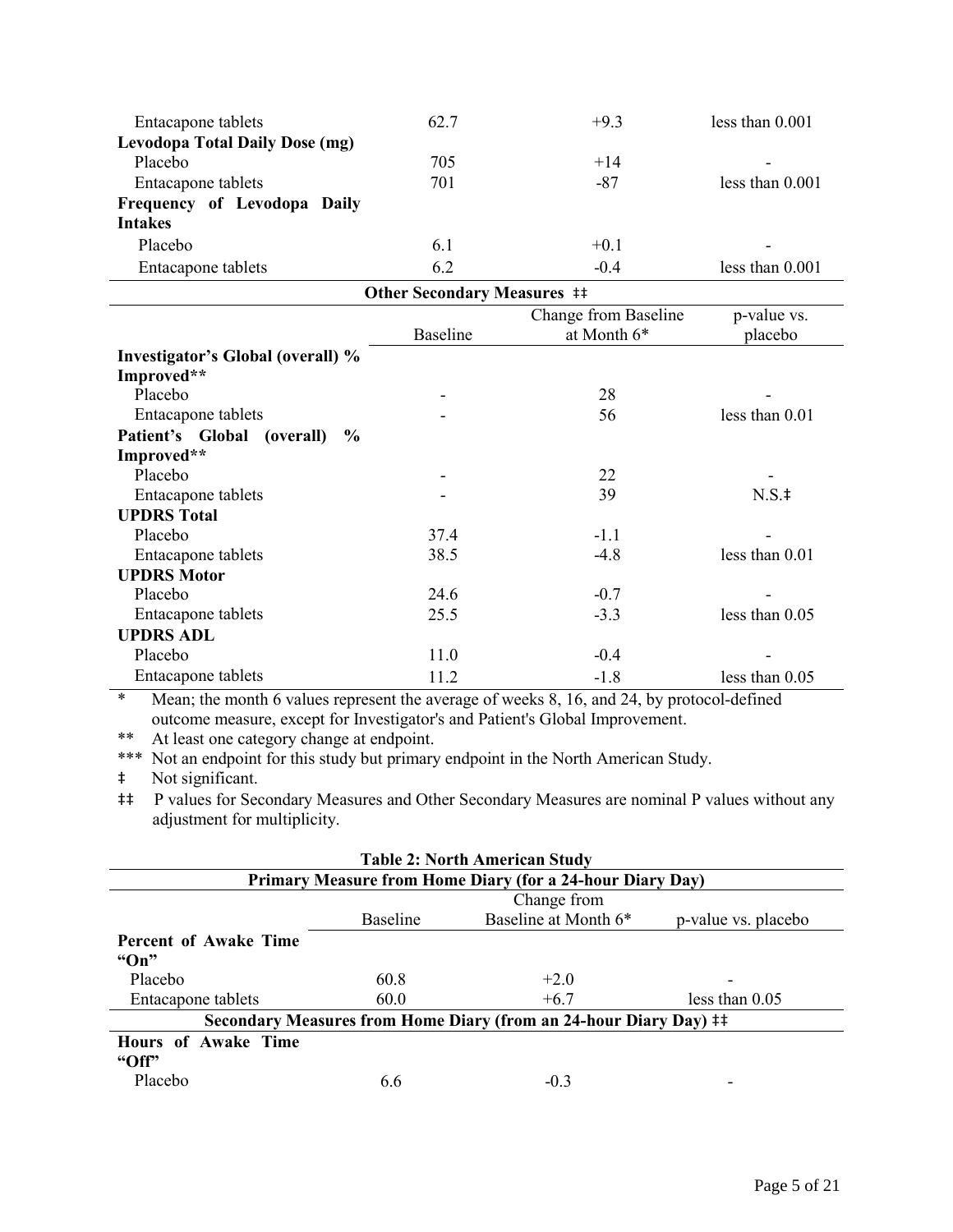| | | | |
|---|---|---|---|
| Entacapone tablets | 62.7 | +9.3 | less than 0.001 |
| **Levodopa Total Daily Dose (mg)** | | | |
| Placebo | 705 | +14 | - |
| Entacapone tablets | 701 | -87 | less than 0.001 |
| **Frequency of Levodopa Daily Intakes** | | | |
| Placebo | 6.1 | +0.1 | - |
| Entacapone tablets | 6.2 | -0.4 | less than 0.001 |
| **Other Secondary Measures ‡‡** | | | |
| | Baseline | Change from Baseline at Month 6* | p-value vs. placebo |
| **Investigator's Global (overall) % Improved**** | | | |
| Placebo | - | 28 | - |
| Entacapone tablets | - | 56 | less than 0.01 |
| **Patient's Global (overall) % Improved**** | | | |
| Placebo | - | 22 | - |
| Entacapone tablets | - | 39 | N.S.‡ |
| **UPDRS Total** | | | |
| Placebo | 37.4 | -1.1 | - |
| Entacapone tablets | 38.5 | -4.8 | less than 0.01 |
| **UPDRS Motor** | | | |
| Placebo | 24.6 | -0.7 | - |
| Entacapone tablets | 25.5 | -3.3 | less than 0.05 |
| **UPDRS ADL** | | | |
| Placebo | 11.0 | -0.4 | - |
| Entacapone tablets | 11.2 | -1.8 | less than 0.05 |

\* Mean; the month 6 values represent the average of weeks 8, 16, and 24, by protocol-defined outcome measure, except for Investigator's and Patient's Global Improvement.

** At least one category change at endpoint.

*** Not an endpoint for this study but primary endpoint in the North American Study.

‡ Not significant.

‡‡ P values for Secondary Measures and Other Secondary Measures are nominal P values without any adjustment for multiplicity.

**Table 2: North American Study**

| **Primary Measure from Home Diary (for a 24-hour Diary Day)** | | | |
|---|---|---|---|
| | Baseline | Change from Baseline at Month 6* | p-value vs. placebo |
| **Percent of Awake Time "On"** | | | |
| Placebo | 60.8 | +2.0 | - |
| Entacapone tablets | 60.0 | +6.7 | less than 0.05 |
| **Secondary Measures from Home Diary (from an 24-hour Diary Day) ‡‡** | | | |
| **Hours of Awake Time "Off"** | | | |
| Placebo | 6.6 | -0.3 | - |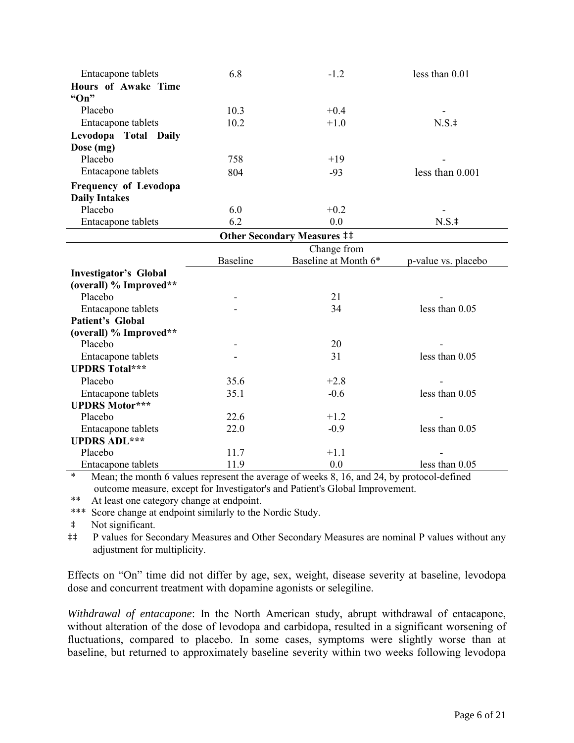| | | | |
|---|---|---|---|
| Entacapone tablets | 6.8 | -1.2 | less than 0.01 |
| **Hours of Awake Time "On"** | | | |
| Placebo | 10.3 | +0.4 | - |
| Entacapone tablets | 10.2 | +1.0 | N.S.‡ |
| **Levodopa Total Daily Dose (mg)** | | | |
| Placebo | 758 | +19 | - |
| Entacapone tablets | 804 | -93 | less than 0.001 |
| **Frequency of Levodopa Daily Intakes** | | | |
| Placebo | 6.0 | +0.2 | - |
| Entacapone tablets | 6.2 | 0.0 | N.S.‡ |

**Other Secondary Measures ‡‡**

| | Baseline | Change from Baseline at Month 6* | p-value vs. placebo |
|---|---|---|---|
| **Investigator's Global (overall) % Improved**** | | | |
| Placebo | - | 21 | - |
| Entacapone tablets | - | 34 | less than 0.05 |
| **Patient's Global (overall) % Improved**** | | | |
| Placebo | - | 20 | - |
| Entacapone tablets | - | 31 | less than 0.05 |
| **UPDRS Total***** | | | |
| Placebo | 35.6 | +2.8 | - |
| Entacapone tablets | 35.1 | -0.6 | less than 0.05 |
| **UPDRS Motor***** | | | |
| Placebo | 22.6 | +1.2 | - |
| Entacapone tablets | 22.0 | -0.9 | less than 0.05 |
| **UPDRS ADL***** | | | |
| Placebo | 11.7 | +1.1 | - |
| Entacapone tablets | 11.9 | 0.0 | less than 0.05 |

\* Mean; the month 6 values represent the average of weeks 8, 16, and 24, by protocol-defined outcome measure, except for Investigator's and Patient's Global Improvement.

** At least one category change at endpoint.

*** Score change at endpoint similarly to the Nordic Study.

‡ Not significant.

‡‡ P values for Secondary Measures and Other Secondary Measures are nominal P values without any adjustment for multiplicity.

Effects on "On" time did not differ by age, sex, weight, disease severity at baseline, levodopa dose and concurrent treatment with dopamine agonists or selegiline.

*Withdrawal of entacapone*: In the North American study, abrupt withdrawal of entacapone, without alteration of the dose of levodopa and carbidopa, resulted in a significant worsening of fluctuations, compared to placebo. In some cases, symptoms were slightly worse than at baseline, but returned to approximately baseline severity within two weeks following levodopa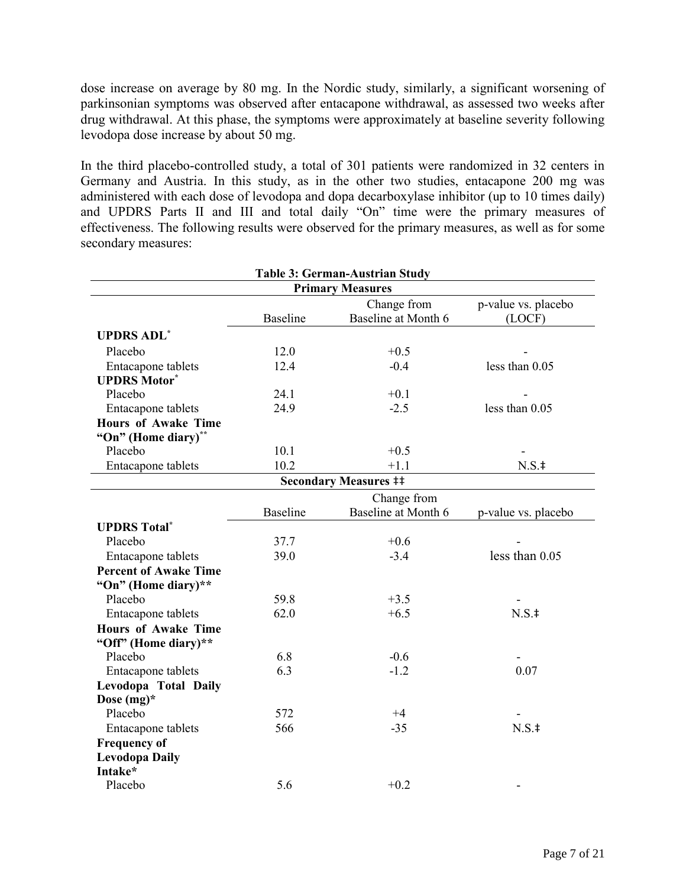dose increase on average by 80 mg. In the Nordic study, similarly, a significant worsening of parkinsonian symptoms was observed after entacapone withdrawal, as assessed two weeks after drug withdrawal. At this phase, the symptoms were approximately at baseline severity following levodopa dose increase by about 50 mg.

In the third placebo-controlled study, a total of 301 patients were randomized in 32 centers in Germany and Austria. In this study, as in the other two studies, entacapone 200 mg was administered with each dose of levodopa and dopa decarboxylase inhibitor (up to 10 times daily) and UPDRS Parts II and III and total daily "On" time were the primary measures of effectiveness. The following results were observed for the primary measures, as well as for some secondary measures:

**Table 3: German-Austrian Study**

| **Primary Measures** | | | |
|---|---|---|---|
| | Baseline | Change from Baseline at Month 6 | p-value vs. placebo (LOCF) |
| **UPDRS ADL*** | | | |
| Placebo | 12.0 | +0.5 | - |
| Entacapone tablets | 12.4 | -0.4 | less than 0.05 |
| **UPDRS Motor*** | | | |
| Placebo | 24.1 | +0.1 | - |
| Entacapone tablets | 24.9 | -2.5 | less than 0.05 |
| **Hours of Awake Time "On" (Home diary)**** | | | |
| Placebo | 10.1 | +0.5 | - |
| Entacapone tablets | 10.2 | +1.1 | N.S.‡ |
| **Secondary Measures ‡‡** | | | |
| | Baseline | Change from Baseline at Month 6 | p-value vs. placebo |
| **UPDRS Total*** | | | |
| Placebo | 37.7 | +0.6 | - |
| Entacapone tablets | 39.0 | -3.4 | less than 0.05 |
| **Percent of Awake Time "On" (Home diary)**** | | | |
| Placebo | 59.8 | +3.5 | - |
| Entacapone tablets | 62.0 | +6.5 | N.S.‡ |
| **Hours of Awake Time "Off" (Home diary)**** | | | |
| Placebo | 6.8 | -0.6 | - |
| Entacapone tablets | 6.3 | -1.2 | 0.07 |
| **Levodopa Total Daily Dose (mg)*** | | | |
| Placebo | 572 | +4 | - |
| Entacapone tablets | 566 | -35 | N.S.‡ |
| **Frequency of Levodopa Daily Intake*** | | | |
| Placebo | 5.6 | +0.2 | - |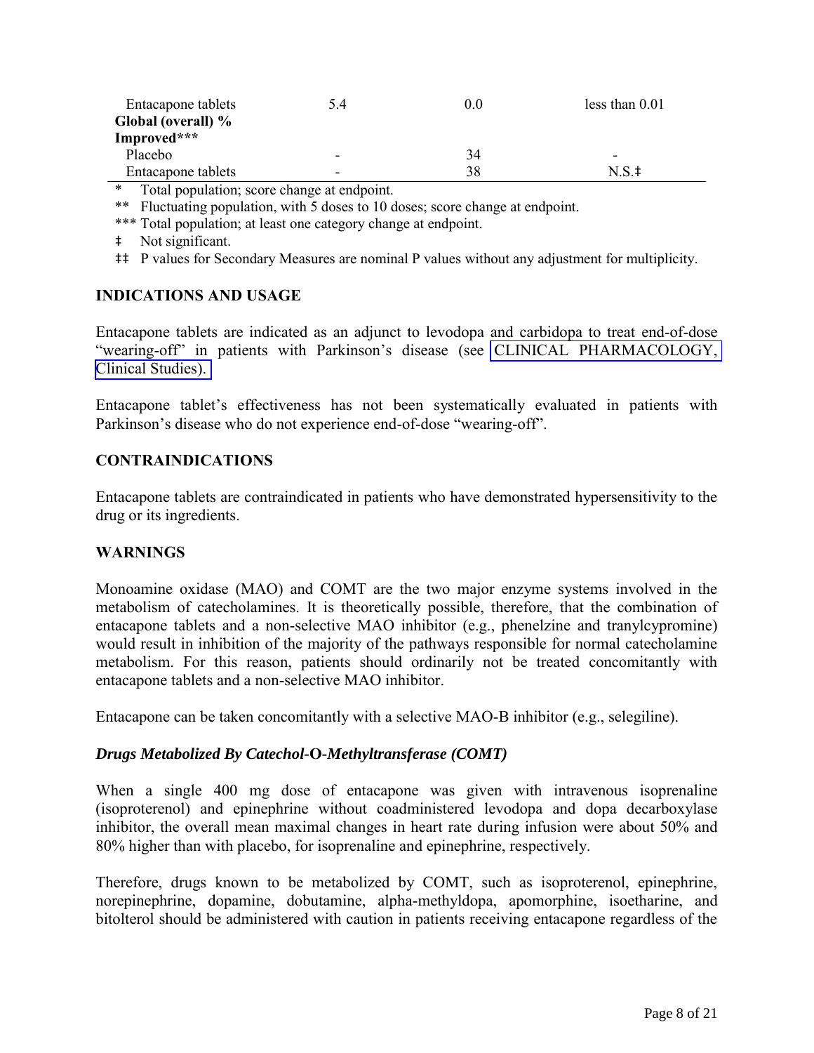| | | | |
|---|---|---|---|
| Entacapone tablets | 5.4 | 0.0 | less than 0.01 |
| **Global (overall) % Improved*** ** | | | |
| Placebo | - | 34 | - |
| Entacapone tablets | - | 38 | N.S.‡ |

\* Total population; score change at endpoint.

** Fluctuating population, with 5 doses to 10 doses; score change at endpoint.

*** Total population; at least one category change at endpoint.

‡ Not significant.

‡‡ P values for Secondary Measures are nominal P values without any adjustment for multiplicity.

## INDICATIONS AND USAGE

Entacapone tablets are indicated as an adjunct to levodopa and carbidopa to treat end-of-dose "wearing-off" in patients with Parkinson's disease (see CLINICAL PHARMACOLOGY, Clinical Studies).

Entacapone tablet's effectiveness has not been systematically evaluated in patients with Parkinson's disease who do not experience end-of-dose "wearing-off".

## CONTRAINDICATIONS

Entacapone tablets are contraindicated in patients who have demonstrated hypersensitivity to the drug or its ingredients.

## WARNINGS

Monoamine oxidase (MAO) and COMT are the two major enzyme systems involved in the metabolism of catecholamines. It is theoretically possible, therefore, that the combination of entacapone tablets and a non-selective MAO inhibitor (e.g., phenelzine and tranylcypromine) would result in inhibition of the majority of the pathways responsible for normal catecholamine metabolism. For this reason, patients should ordinarily not be treated concomitantly with entacapone tablets and a non-selective MAO inhibitor.

Entacapone can be taken concomitantly with a selective MAO-B inhibitor (e.g., selegiline).

### *Drugs Metabolized By Catechol-O-Methyltransferase (COMT)*

When a single 400 mg dose of entacapone was given with intravenous isoprenaline (isoproterenol) and epinephrine without coadministered levodopa and dopa decarboxylase inhibitor, the overall mean maximal changes in heart rate during infusion were about 50% and 80% higher than with placebo, for isoprenaline and epinephrine, respectively.

Therefore, drugs known to be metabolized by COMT, such as isoproterenol, epinephrine, norepinephrine, dopamine, dobutamine, alpha-methyldopa, apomorphine, isoetharine, and bitolterol should be administered with caution in patients receiving entacapone regardless of the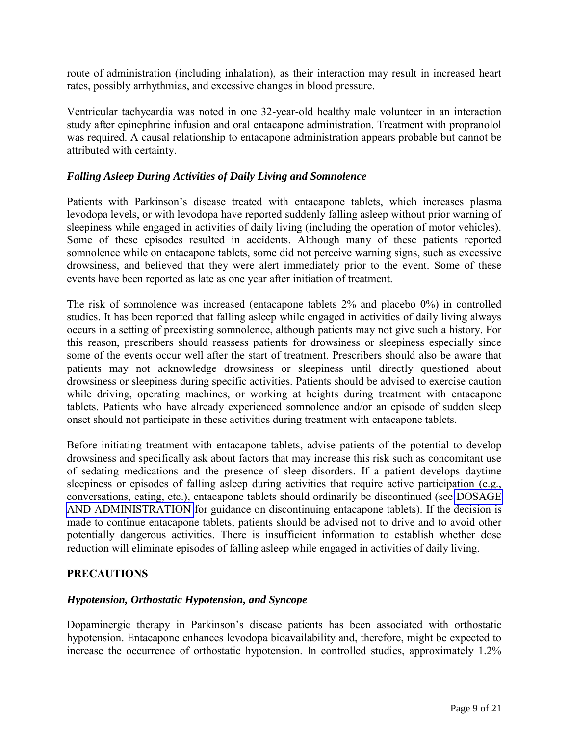route of administration (including inhalation), as their interaction may result in increased heart rates, possibly arrhythmias, and excessive changes in blood pressure.

Ventricular tachycardia was noted in one 32-year-old healthy male volunteer in an interaction study after epinephrine infusion and oral entacapone administration. Treatment with propranolol was required. A causal relationship to entacapone administration appears probable but cannot be attributed with certainty.

### *Falling Asleep During Activities of Daily Living and Somnolence*

Patients with Parkinson's disease treated with entacapone tablets, which increases plasma levodopa levels, or with levodopa have reported suddenly falling asleep without prior warning of sleepiness while engaged in activities of daily living (including the operation of motor vehicles). Some of these episodes resulted in accidents. Although many of these patients reported somnolence while on entacapone tablets, some did not perceive warning signs, such as excessive drowsiness, and believed that they were alert immediately prior to the event. Some of these events have been reported as late as one year after initiation of treatment.

The risk of somnolence was increased (entacapone tablets 2% and placebo 0%) in controlled studies. It has been reported that falling asleep while engaged in activities of daily living always occurs in a setting of preexisting somnolence, although patients may not give such a history. For this reason, prescribers should reassess patients for drowsiness or sleepiness especially since some of the events occur well after the start of treatment. Prescribers should also be aware that patients may not acknowledge drowsiness or sleepiness until directly questioned about drowsiness or sleepiness during specific activities. Patients should be advised to exercise caution while driving, operating machines, or working at heights during treatment with entacapone tablets. Patients who have already experienced somnolence and/or an episode of sudden sleep onset should not participate in these activities during treatment with entacapone tablets.

Before initiating treatment with entacapone tablets, advise patients of the potential to develop drowsiness and specifically ask about factors that may increase this risk such as concomitant use of sedating medications and the presence of sleep disorders. If a patient develops daytime sleepiness or episodes of falling asleep during activities that require active participation (e.g., conversations, eating, etc.), entacapone tablets should ordinarily be discontinued (see DOSAGE AND ADMINISTRATION for guidance on discontinuing entacapone tablets). If the decision is made to continue entacapone tablets, patients should be advised not to drive and to avoid other potentially dangerous activities. There is insufficient information to establish whether dose reduction will eliminate episodes of falling asleep while engaged in activities of daily living.

## PRECAUTIONS

### *Hypotension, Orthostatic Hypotension, and Syncope*

Dopaminergic therapy in Parkinson's disease patients has been associated with orthostatic hypotension. Entacapone enhances levodopa bioavailability and, therefore, might be expected to increase the occurrence of orthostatic hypotension. In controlled studies, approximately 1.2%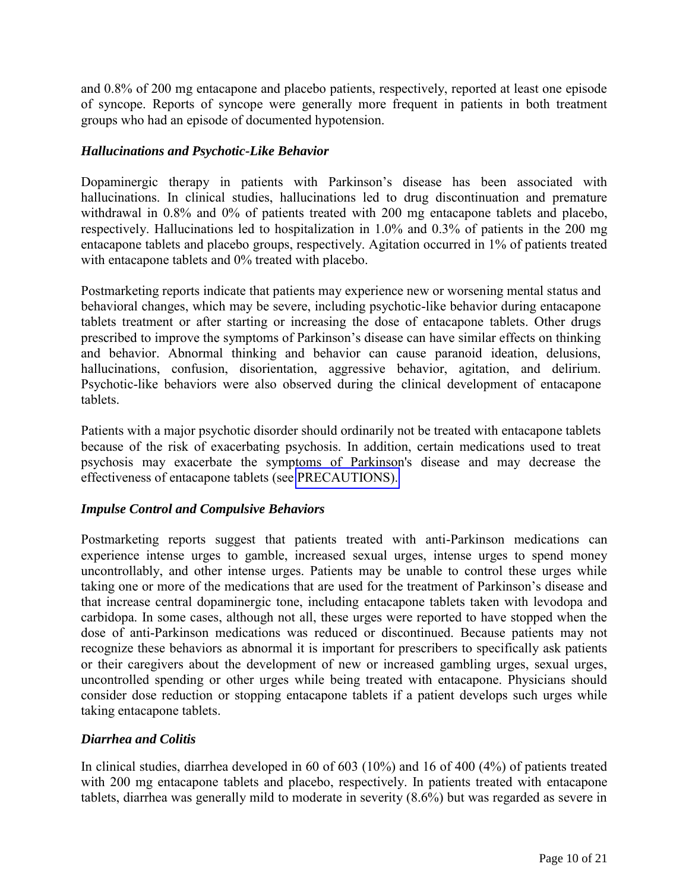and 0.8% of 200 mg entacapone and placebo patients, respectively, reported at least one episode of syncope. Reports of syncope were generally more frequent in patients in both treatment groups who had an episode of documented hypotension.

### *Hallucinations and Psychotic-Like Behavior*

Dopaminergic therapy in patients with Parkinson's disease has been associated with hallucinations. In clinical studies, hallucinations led to drug discontinuation and premature withdrawal in 0.8% and 0% of patients treated with 200 mg entacapone tablets and placebo, respectively. Hallucinations led to hospitalization in 1.0% and 0.3% of patients in the 200 mg entacapone tablets and placebo groups, respectively. Agitation occurred in 1% of patients treated with entacapone tablets and 0% treated with placebo.

Postmarketing reports indicate that patients may experience new or worsening mental status and behavioral changes, which may be severe, including psychotic-like behavior during entacapone tablets treatment or after starting or increasing the dose of entacapone tablets. Other drugs prescribed to improve the symptoms of Parkinson's disease can have similar effects on thinking and behavior. Abnormal thinking and behavior can cause paranoid ideation, delusions, hallucinations, confusion, disorientation, aggressive behavior, agitation, and delirium. Psychotic-like behaviors were also observed during the clinical development of entacapone tablets.

Patients with a major psychotic disorder should ordinarily not be treated with entacapone tablets because of the risk of exacerbating psychosis. In addition, certain medications used to treat psychosis may exacerbate the symptoms of Parkinson's disease and may decrease the effectiveness of entacapone tablets (see PRECAUTIONS).

### *Impulse Control and Compulsive Behaviors*

Postmarketing reports suggest that patients treated with anti-Parkinson medications can experience intense urges to gamble, increased sexual urges, intense urges to spend money uncontrollably, and other intense urges. Patients may be unable to control these urges while taking one or more of the medications that are used for the treatment of Parkinson's disease and that increase central dopaminergic tone, including entacapone tablets taken with levodopa and carbidopa. In some cases, although not all, these urges were reported to have stopped when the dose of anti-Parkinson medications was reduced or discontinued. Because patients may not recognize these behaviors as abnormal it is important for prescribers to specifically ask patients or their caregivers about the development of new or increased gambling urges, sexual urges, uncontrolled spending or other urges while being treated with entacapone. Physicians should consider dose reduction or stopping entacapone tablets if a patient develops such urges while taking entacapone tablets.

### *Diarrhea and Colitis*

In clinical studies, diarrhea developed in 60 of 603 (10%) and 16 of 400 (4%) of patients treated with 200 mg entacapone tablets and placebo, respectively. In patients treated with entacapone tablets, diarrhea was generally mild to moderate in severity (8.6%) but was regarded as severe in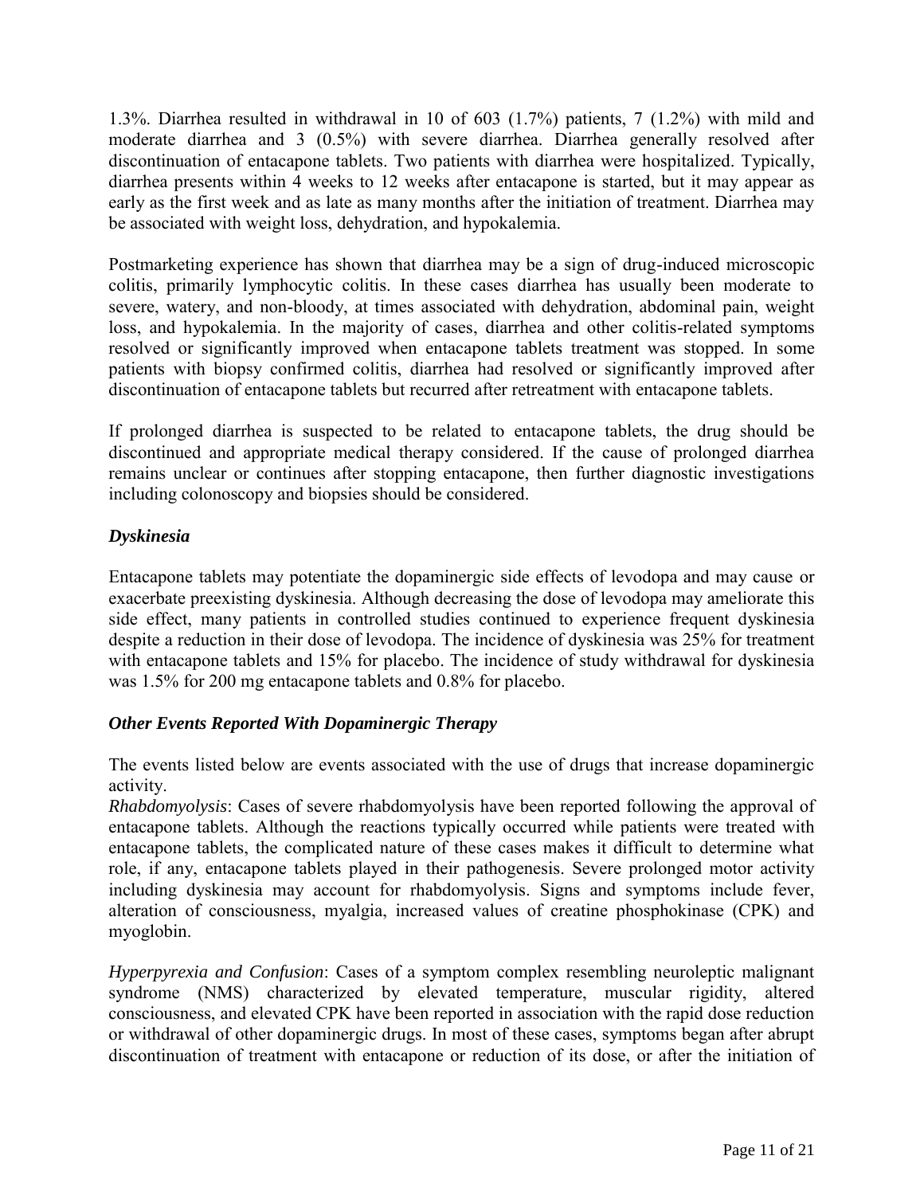1.3%. Diarrhea resulted in withdrawal in 10 of 603 (1.7%) patients, 7 (1.2%) with mild and moderate diarrhea and 3 (0.5%) with severe diarrhea. Diarrhea generally resolved after discontinuation of entacapone tablets. Two patients with diarrhea were hospitalized. Typically, diarrhea presents within 4 weeks to 12 weeks after entacapone is started, but it may appear as early as the first week and as late as many months after the initiation of treatment. Diarrhea may be associated with weight loss, dehydration, and hypokalemia.

Postmarketing experience has shown that diarrhea may be a sign of drug-induced microscopic colitis, primarily lymphocytic colitis. In these cases diarrhea has usually been moderate to severe, watery, and non-bloody, at times associated with dehydration, abdominal pain, weight loss, and hypokalemia. In the majority of cases, diarrhea and other colitis-related symptoms resolved or significantly improved when entacapone tablets treatment was stopped. In some patients with biopsy confirmed colitis, diarrhea had resolved or significantly improved after discontinuation of entacapone tablets but recurred after retreatment with entacapone tablets.

If prolonged diarrhea is suspected to be related to entacapone tablets, the drug should be discontinued and appropriate medical therapy considered. If the cause of prolonged diarrhea remains unclear or continues after stopping entacapone, then further diagnostic investigations including colonoscopy and biopsies should be considered.

### *Dyskinesia*

Entacapone tablets may potentiate the dopaminergic side effects of levodopa and may cause or exacerbate preexisting dyskinesia. Although decreasing the dose of levodopa may ameliorate this side effect, many patients in controlled studies continued to experience frequent dyskinesia despite a reduction in their dose of levodopa. The incidence of dyskinesia was 25% for treatment with entacapone tablets and 15% for placebo. The incidence of study withdrawal for dyskinesia was 1.5% for 200 mg entacapone tablets and 0.8% for placebo.

### *Other Events Reported With Dopaminergic Therapy*

The events listed below are events associated with the use of drugs that increase dopaminergic activity.

*Rhabdomyolysis*: Cases of severe rhabdomyolysis have been reported following the approval of entacapone tablets. Although the reactions typically occurred while patients were treated with entacapone tablets, the complicated nature of these cases makes it difficult to determine what role, if any, entacapone tablets played in their pathogenesis. Severe prolonged motor activity including dyskinesia may account for rhabdomyolysis. Signs and symptoms include fever, alteration of consciousness, myalgia, increased values of creatine phosphokinase (CPK) and myoglobin.

*Hyperpyrexia and Confusion*: Cases of a symptom complex resembling neuroleptic malignant syndrome (NMS) characterized by elevated temperature, muscular rigidity, altered consciousness, and elevated CPK have been reported in association with the rapid dose reduction or withdrawal of other dopaminergic drugs. In most of these cases, symptoms began after abrupt discontinuation of treatment with entacapone or reduction of its dose, or after the initiation of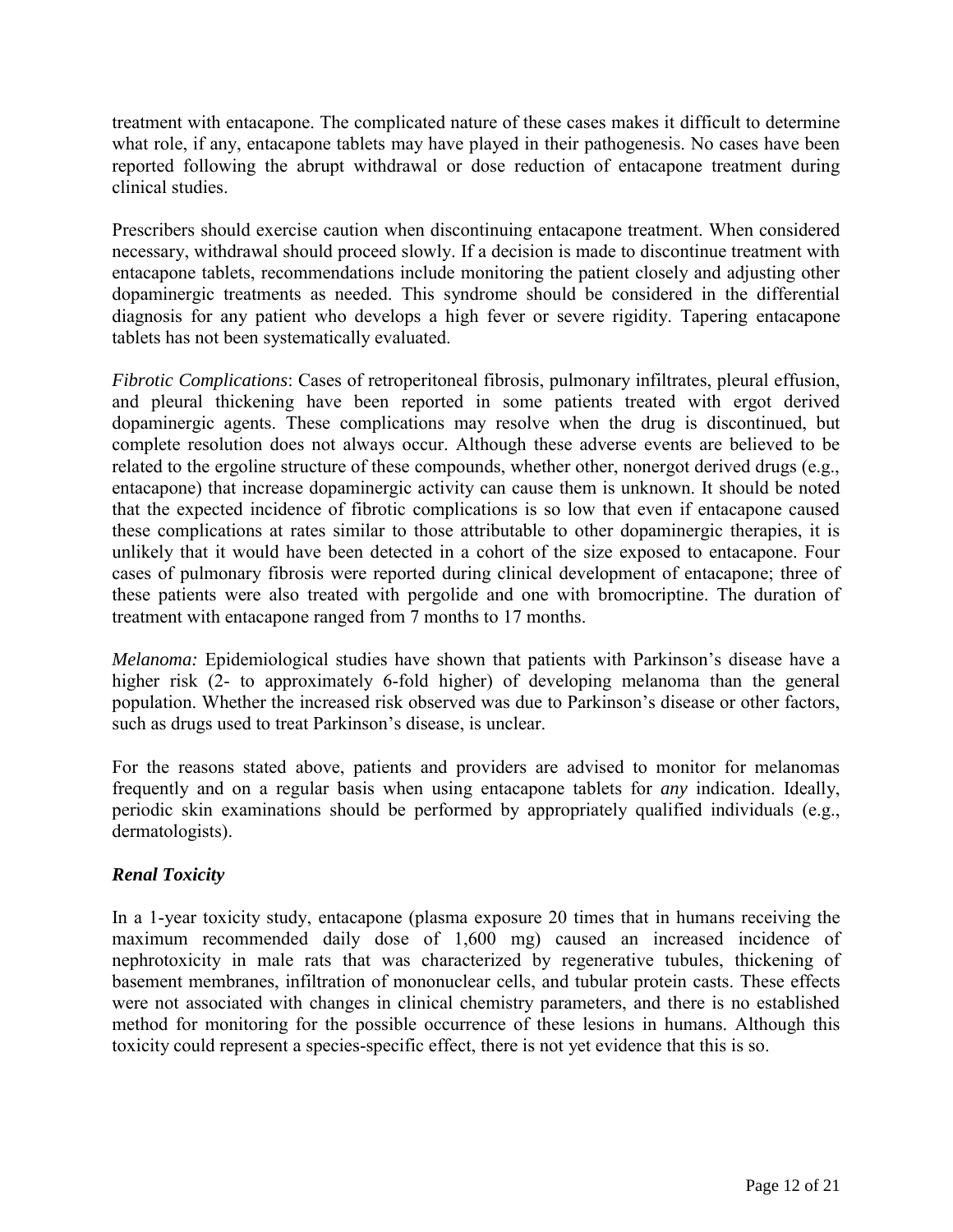treatment with entacapone. The complicated nature of these cases makes it difficult to determine what role, if any, entacapone tablets may have played in their pathogenesis. No cases have been reported following the abrupt withdrawal or dose reduction of entacapone treatment during clinical studies.

Prescribers should exercise caution when discontinuing entacapone treatment. When considered necessary, withdrawal should proceed slowly. If a decision is made to discontinue treatment with entacapone tablets, recommendations include monitoring the patient closely and adjusting other dopaminergic treatments as needed. This syndrome should be considered in the differential diagnosis for any patient who develops a high fever or severe rigidity. Tapering entacapone tablets has not been systematically evaluated.

*Fibrotic Complications*: Cases of retroperitoneal fibrosis, pulmonary infiltrates, pleural effusion, and pleural thickening have been reported in some patients treated with ergot derived dopaminergic agents. These complications may resolve when the drug is discontinued, but complete resolution does not always occur. Although these adverse events are believed to be related to the ergoline structure of these compounds, whether other, nonergot derived drugs (e.g., entacapone) that increase dopaminergic activity can cause them is unknown. It should be noted that the expected incidence of fibrotic complications is so low that even if entacapone caused these complications at rates similar to those attributable to other dopaminergic therapies, it is unlikely that it would have been detected in a cohort of the size exposed to entacapone. Four cases of pulmonary fibrosis were reported during clinical development of entacapone; three of these patients were also treated with pergolide and one with bromocriptine. The duration of treatment with entacapone ranged from 7 months to 17 months.

*Melanoma:* Epidemiological studies have shown that patients with Parkinson's disease have a higher risk (2- to approximately 6-fold higher) of developing melanoma than the general population. Whether the increased risk observed was due to Parkinson's disease or other factors, such as drugs used to treat Parkinson's disease, is unclear.

For the reasons stated above, patients and providers are advised to monitor for melanomas frequently and on a regular basis when using entacapone tablets for *any* indication. Ideally, periodic skin examinations should be performed by appropriately qualified individuals (e.g., dermatologists).

### ***Renal Toxicity***

In a 1-year toxicity study, entacapone (plasma exposure 20 times that in humans receiving the maximum recommended daily dose of 1,600 mg) caused an increased incidence of nephrotoxicity in male rats that was characterized by regenerative tubules, thickening of basement membranes, infiltration of mononuclear cells, and tubular protein casts. These effects were not associated with changes in clinical chemistry parameters, and there is no established method for monitoring for the possible occurrence of these lesions in humans. Although this toxicity could represent a species-specific effect, there is not yet evidence that this is so.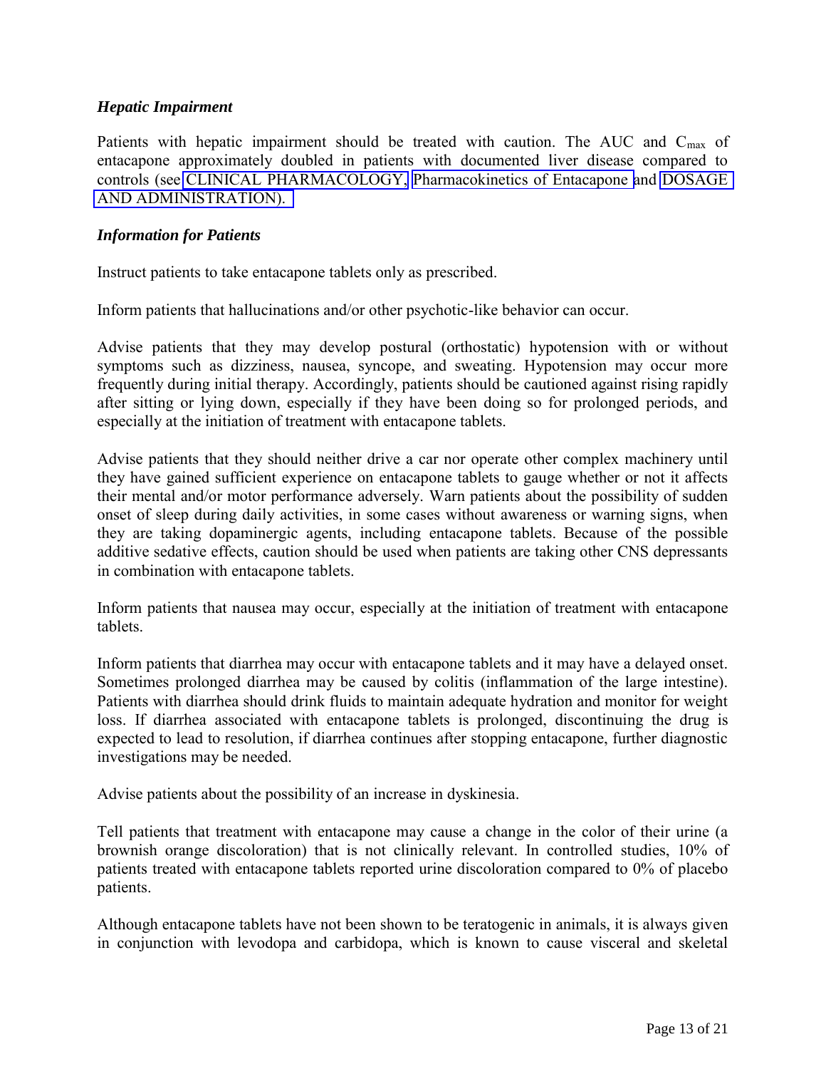### *Hepatic Impairment*

Patients with hepatic impairment should be treated with caution. The AUC and $C_{max}$ of entacapone approximately doubled in patients with documented liver disease compared to controls (see CLINICAL PHARMACOLOGY, Pharmacokinetics of Entacapone and DOSAGE AND ADMINISTRATION).

### *Information for Patients*

Instruct patients to take entacapone tablets only as prescribed.

Inform patients that hallucinations and/or other psychotic-like behavior can occur.

Advise patients that they may develop postural (orthostatic) hypotension with or without symptoms such as dizziness, nausea, syncope, and sweating. Hypotension may occur more frequently during initial therapy. Accordingly, patients should be cautioned against rising rapidly after sitting or lying down, especially if they have been doing so for prolonged periods, and especially at the initiation of treatment with entacapone tablets.

Advise patients that they should neither drive a car nor operate other complex machinery until they have gained sufficient experience on entacapone tablets to gauge whether or not it affects their mental and/or motor performance adversely. Warn patients about the possibility of sudden onset of sleep during daily activities, in some cases without awareness or warning signs, when they are taking dopaminergic agents, including entacapone tablets. Because of the possible additive sedative effects, caution should be used when patients are taking other CNS depressants in combination with entacapone tablets.

Inform patients that nausea may occur, especially at the initiation of treatment with entacapone tablets.

Inform patients that diarrhea may occur with entacapone tablets and it may have a delayed onset. Sometimes prolonged diarrhea may be caused by colitis (inflammation of the large intestine). Patients with diarrhea should drink fluids to maintain adequate hydration and monitor for weight loss. If diarrhea associated with entacapone tablets is prolonged, discontinuing the drug is expected to lead to resolution, if diarrhea continues after stopping entacapone, further diagnostic investigations may be needed.

Advise patients about the possibility of an increase in dyskinesia.

Tell patients that treatment with entacapone may cause a change in the color of their urine (a brownish orange discoloration) that is not clinically relevant. In controlled studies, 10% of patients treated with entacapone tablets reported urine discoloration compared to 0% of placebo patients.

Although entacapone tablets have not been shown to be teratogenic in animals, it is always given in conjunction with levodopa and carbidopa, which is known to cause visceral and skeletal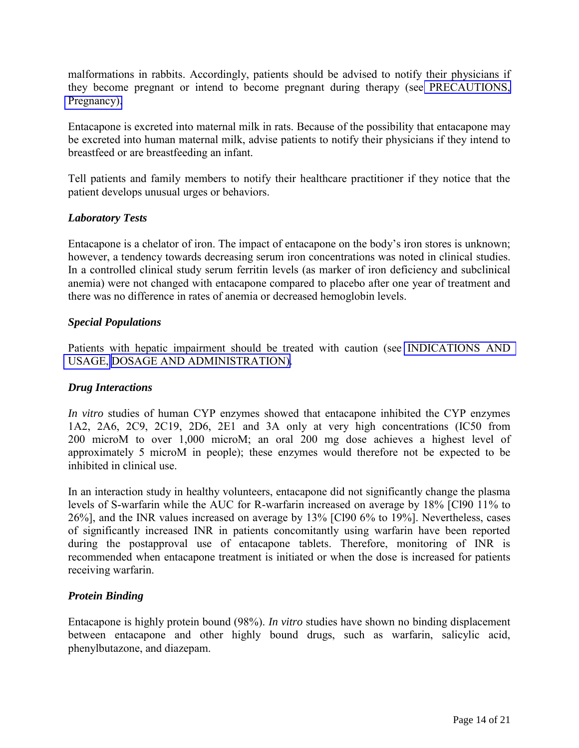malformations in rabbits. Accordingly, patients should be advised to notify their physicians if they become pregnant or intend to become pregnant during therapy (see PRECAUTIONS, Pregnancy).

Entacapone is excreted into maternal milk in rats. Because of the possibility that entacapone may be excreted into human maternal milk, advise patients to notify their physicians if they intend to breastfeed or are breastfeeding an infant.

Tell patients and family members to notify their healthcare practitioner if they notice that the patient develops unusual urges or behaviors.

***Laboratory Tests***

Entacapone is a chelator of iron. The impact of entacapone on the body's iron stores is unknown; however, a tendency towards decreasing serum iron concentrations was noted in clinical studies. In a controlled clinical study serum ferritin levels (as marker of iron deficiency and subclinical anemia) were not changed with entacapone compared to placebo after one year of treatment and there was no difference in rates of anemia or decreased hemoglobin levels.

***Special Populations***

Patients with hepatic impairment should be treated with caution (see INDICATIONS AND USAGE, DOSAGE AND ADMINISTRATION).

***Drug Interactions***

*In vitro* studies of human CYP enzymes showed that entacapone inhibited the CYP enzymes 1A2, 2A6, 2C9, 2C19, 2D6, 2E1 and 3A only at very high concentrations (IC50 from 200 microM to over 1,000 microM; an oral 200 mg dose achieves a highest level of approximately 5 microM in people); these enzymes would therefore not be expected to be inhibited in clinical use.

In an interaction study in healthy volunteers, entacapone did not significantly change the plasma levels of S-warfarin while the AUC for R-warfarin increased on average by 18% [Cl90 11% to 26%], and the INR values increased on average by 13% [Cl90 6% to 19%]. Nevertheless, cases of significantly increased INR in patients concomitantly using warfarin have been reported during the postapproval use of entacapone tablets. Therefore, monitoring of INR is recommended when entacapone treatment is initiated or when the dose is increased for patients receiving warfarin.

***Protein Binding***

Entacapone is highly protein bound (98%). *In vitro* studies have shown no binding displacement between entacapone and other highly bound drugs, such as warfarin, salicylic acid, phenylbutazone, and diazepam.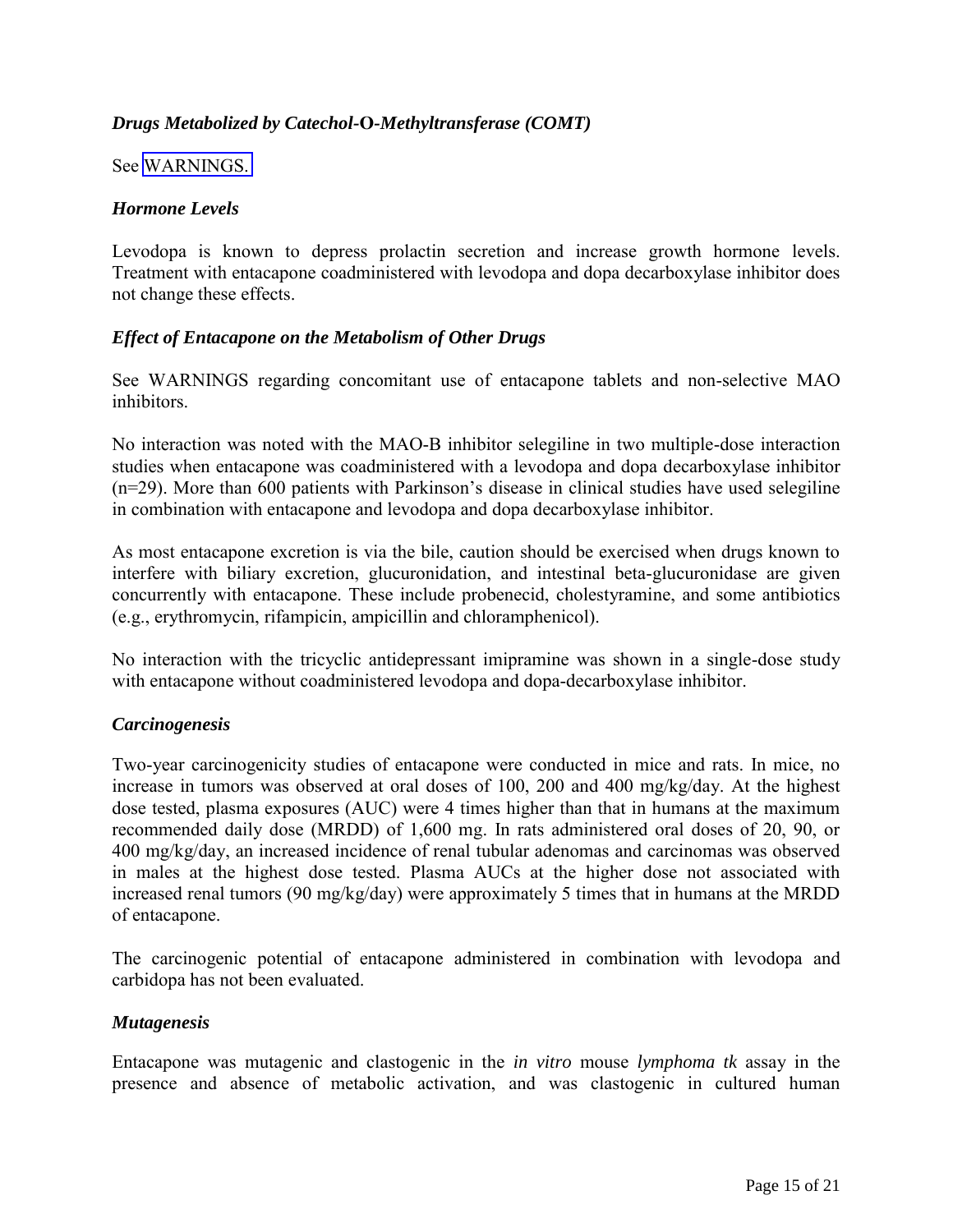### *Drugs Metabolized by Catechol-O-Methyltransferase (COMT)*

See WARNINGS.

### *Hormone Levels*

Levodopa is known to depress prolactin secretion and increase growth hormone levels. Treatment with entacapone coadministered with levodopa and dopa decarboxylase inhibitor does not change these effects.

### *Effect of Entacapone on the Metabolism of Other Drugs*

See WARNINGS regarding concomitant use of entacapone tablets and non-selective MAO inhibitors.

No interaction was noted with the MAO-B inhibitor selegiline in two multiple-dose interaction studies when entacapone was coadministered with a levodopa and dopa decarboxylase inhibitor (n=29). More than 600 patients with Parkinson's disease in clinical studies have used selegiline in combination with entacapone and levodopa and dopa decarboxylase inhibitor.

As most entacapone excretion is via the bile, caution should be exercised when drugs known to interfere with biliary excretion, glucuronidation, and intestinal beta-glucuronidase are given concurrently with entacapone. These include probenecid, cholestyramine, and some antibiotics (e.g., erythromycin, rifampicin, ampicillin and chloramphenicol).

No interaction with the tricyclic antidepressant imipramine was shown in a single-dose study with entacapone without coadministered levodopa and dopa-decarboxylase inhibitor.

### *Carcinogenesis*

Two-year carcinogenicity studies of entacapone were conducted in mice and rats. In mice, no increase in tumors was observed at oral doses of 100, 200 and 400 mg/kg/day. At the highest dose tested, plasma exposures (AUC) were 4 times higher than that in humans at the maximum recommended daily dose (MRDD) of 1,600 mg. In rats administered oral doses of 20, 90, or 400 mg/kg/day, an increased incidence of renal tubular adenomas and carcinomas was observed in males at the highest dose tested. Plasma AUCs at the higher dose not associated with increased renal tumors (90 mg/kg/day) were approximately 5 times that in humans at the MRDD of entacapone.

The carcinogenic potential of entacapone administered in combination with levodopa and carbidopa has not been evaluated.

### *Mutagenesis*

Entacapone was mutagenic and clastogenic in the *in vitro* mouse *lymphoma tk* assay in the presence and absence of metabolic activation, and was clastogenic in cultured human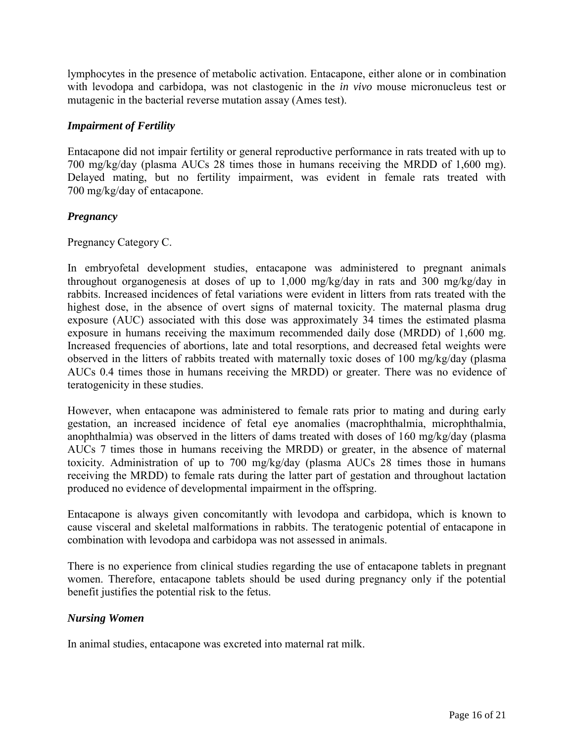lymphocytes in the presence of metabolic activation. Entacapone, either alone or in combination with levodopa and carbidopa, was not clastogenic in the *in vivo* mouse micronucleus test or mutagenic in the bacterial reverse mutation assay (Ames test).

### *Impairment of Fertility*

Entacapone did not impair fertility or general reproductive performance in rats treated with up to 700 mg/kg/day (plasma AUCs 28 times those in humans receiving the MRDD of 1,600 mg). Delayed mating, but no fertility impairment, was evident in female rats treated with 700 mg/kg/day of entacapone.

### *Pregnancy*

Pregnancy Category C.

In embryofetal development studies, entacapone was administered to pregnant animals throughout organogenesis at doses of up to 1,000 mg/kg/day in rats and 300 mg/kg/day in rabbits. Increased incidences of fetal variations were evident in litters from rats treated with the highest dose, in the absence of overt signs of maternal toxicity. The maternal plasma drug exposure (AUC) associated with this dose was approximately 34 times the estimated plasma exposure in humans receiving the maximum recommended daily dose (MRDD) of 1,600 mg. Increased frequencies of abortions, late and total resorptions, and decreased fetal weights were observed in the litters of rabbits treated with maternally toxic doses of 100 mg/kg/day (plasma AUCs 0.4 times those in humans receiving the MRDD) or greater. There was no evidence of teratogenicity in these studies.

However, when entacapone was administered to female rats prior to mating and during early gestation, an increased incidence of fetal eye anomalies (macrophthalmia, microphthalmia, anophthalmia) was observed in the litters of dams treated with doses of 160 mg/kg/day (plasma AUCs 7 times those in humans receiving the MRDD) or greater, in the absence of maternal toxicity. Administration of up to 700 mg/kg/day (plasma AUCs 28 times those in humans receiving the MRDD) to female rats during the latter part of gestation and throughout lactation produced no evidence of developmental impairment in the offspring.

Entacapone is always given concomitantly with levodopa and carbidopa, which is known to cause visceral and skeletal malformations in rabbits. The teratogenic potential of entacapone in combination with levodopa and carbidopa was not assessed in animals.

There is no experience from clinical studies regarding the use of entacapone tablets in pregnant women. Therefore, entacapone tablets should be used during pregnancy only if the potential benefit justifies the potential risk to the fetus.

### *Nursing Women*

In animal studies, entacapone was excreted into maternal rat milk.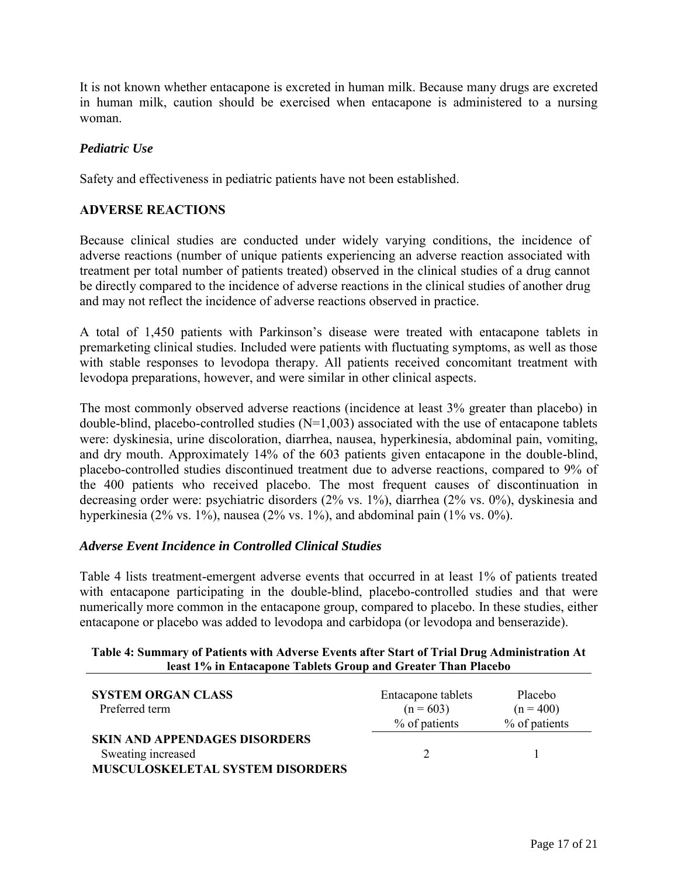It is not known whether entacapone is excreted in human milk. Because many drugs are excreted in human milk, caution should be exercised when entacapone is administered to a nursing woman.

### *Pediatric Use*

Safety and effectiveness in pediatric patients have not been established.

## ADVERSE REACTIONS

Because clinical studies are conducted under widely varying conditions, the incidence of adverse reactions (number of unique patients experiencing an adverse reaction associated with treatment per total number of patients treated) observed in the clinical studies of a drug cannot be directly compared to the incidence of adverse reactions in the clinical studies of another drug and may not reflect the incidence of adverse reactions observed in practice.

A total of 1,450 patients with Parkinson's disease were treated with entacapone tablets in premarketing clinical studies. Included were patients with fluctuating symptoms, as well as those with stable responses to levodopa therapy. All patients received concomitant treatment with levodopa preparations, however, and were similar in other clinical aspects.

The most commonly observed adverse reactions (incidence at least 3% greater than placebo) in double-blind, placebo-controlled studies (N=1,003) associated with the use of entacapone tablets were: dyskinesia, urine discoloration, diarrhea, nausea, hyperkinesia, abdominal pain, vomiting, and dry mouth. Approximately 14% of the 603 patients given entacapone in the double-blind, placebo-controlled studies discontinued treatment due to adverse reactions, compared to 9% of the 400 patients who received placebo. The most frequent causes of discontinuation in decreasing order were: psychiatric disorders (2% vs. 1%), diarrhea (2% vs. 0%), dyskinesia and hyperkinesia (2% vs. 1%), nausea (2% vs. 1%), and abdominal pain (1% vs. 0%).

### *Adverse Event Incidence in Controlled Clinical Studies*

Table 4 lists treatment-emergent adverse events that occurred in at least 1% of patients treated with entacapone participating in the double-blind, placebo-controlled studies and that were numerically more common in the entacapone group, compared to placebo. In these studies, either entacapone or placebo was added to levodopa and carbidopa (or levodopa and benserazide).

**Table 4: Summary of Patients with Adverse Events after Start of Trial Drug Administration At least 1% in Entacapone Tablets Group and Greater Than Placebo**

| **SYSTEM ORGAN CLASS**<br>Preferred term | Entacapone tablets<br>(n = 603)<br>% of patients | Placebo<br>(n = 400)<br>% of patients |
|---|---|---|
| **SKIN AND APPENDAGES DISORDERS** | | |
| Sweating increased | 2 | 1 |
| **MUSCULOSKELETAL SYSTEM DISORDERS** | | |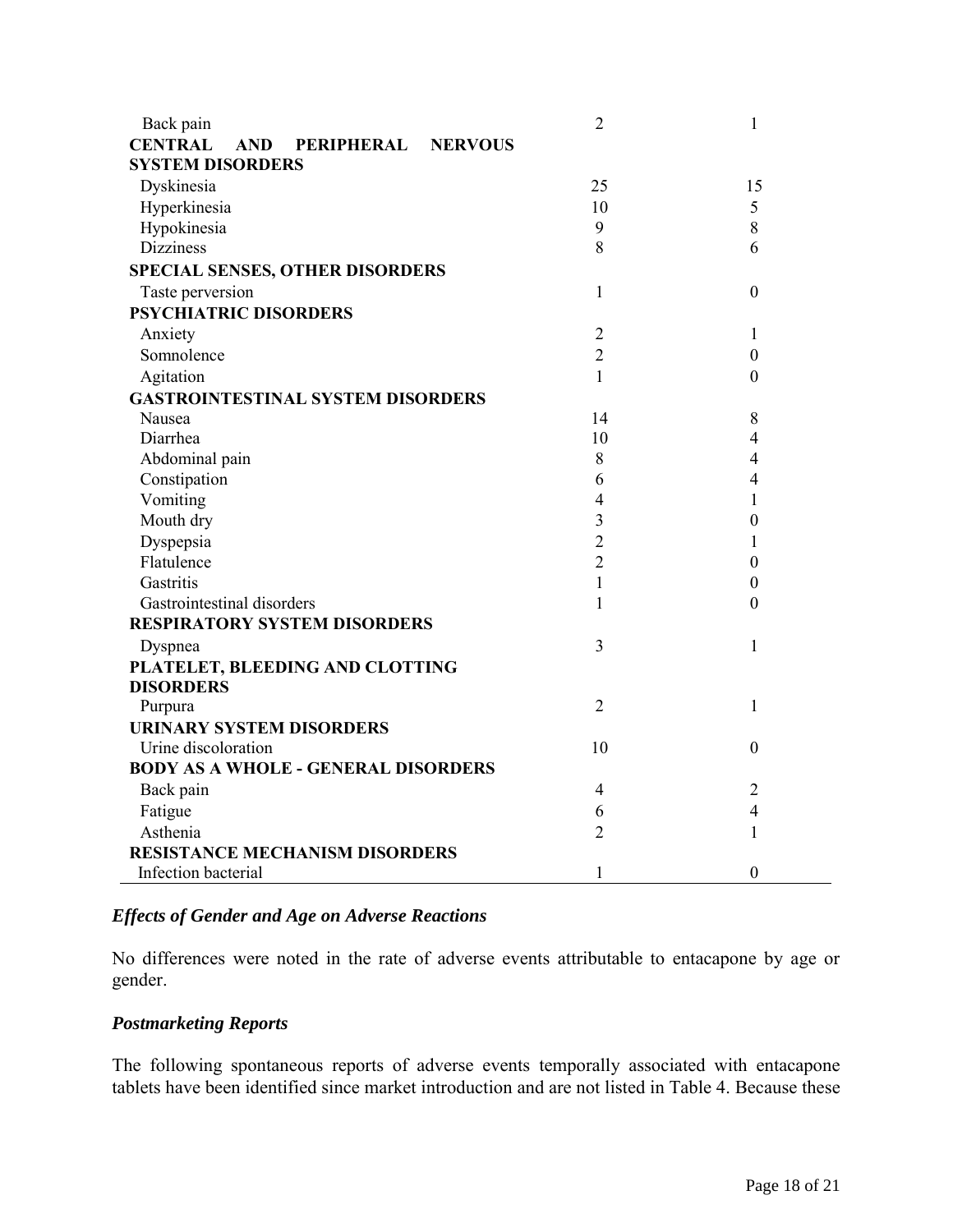| | | |
|---|---|---|
| Back pain | 2 | 1 |
| **CENTRAL AND PERIPHERAL NERVOUS SYSTEM DISORDERS** | | |
| Dyskinesia | 25 | 15 |
| Hyperkinesia | 10 | 5 |
| Hypokinesia | 9 | 8 |
| Dizziness | 8 | 6 |
| **SPECIAL SENSES, OTHER DISORDERS** | | |
| Taste perversion | 1 | 0 |
| **PSYCHIATRIC DISORDERS** | | |
| Anxiety | 2 | 1 |
| Somnolence | 2 | 0 |
| Agitation | 1 | 0 |
| **GASTROINTESTINAL SYSTEM DISORDERS** | | |
| Nausea | 14 | 8 |
| Diarrhea | 10 | 4 |
| Abdominal pain | 8 | 4 |
| Constipation | 6 | 4 |
| Vomiting | 4 | 1 |
| Mouth dry | 3 | 0 |
| Dyspepsia | 2 | 1 |
| Flatulence | 2 | 0 |
| Gastritis | 1 | 0 |
| Gastrointestinal disorders | 1 | 0 |
| **RESPIRATORY SYSTEM DISORDERS** | | |
| Dyspnea | 3 | 1 |
| **PLATELET, BLEEDING AND CLOTTING DISORDERS** | | |
| Purpura | 2 | 1 |
| **URINARY SYSTEM DISORDERS** | | |
| Urine discoloration | 10 | 0 |
| **BODY AS A WHOLE - GENERAL DISORDERS** | | |
| Back pain | 4 | 2 |
| Fatigue | 6 | 4 |
| Asthenia | 2 | 1 |
| **RESISTANCE MECHANISM DISORDERS** | | |
| Infection bacterial | 1 | 0 |

### *Effects of Gender and Age on Adverse Reactions*

No differences were noted in the rate of adverse events attributable to entacapone by age or gender.

### *Postmarketing Reports*

The following spontaneous reports of adverse events temporally associated with entacapone tablets have been identified since market introduction and are not listed in Table 4. Because these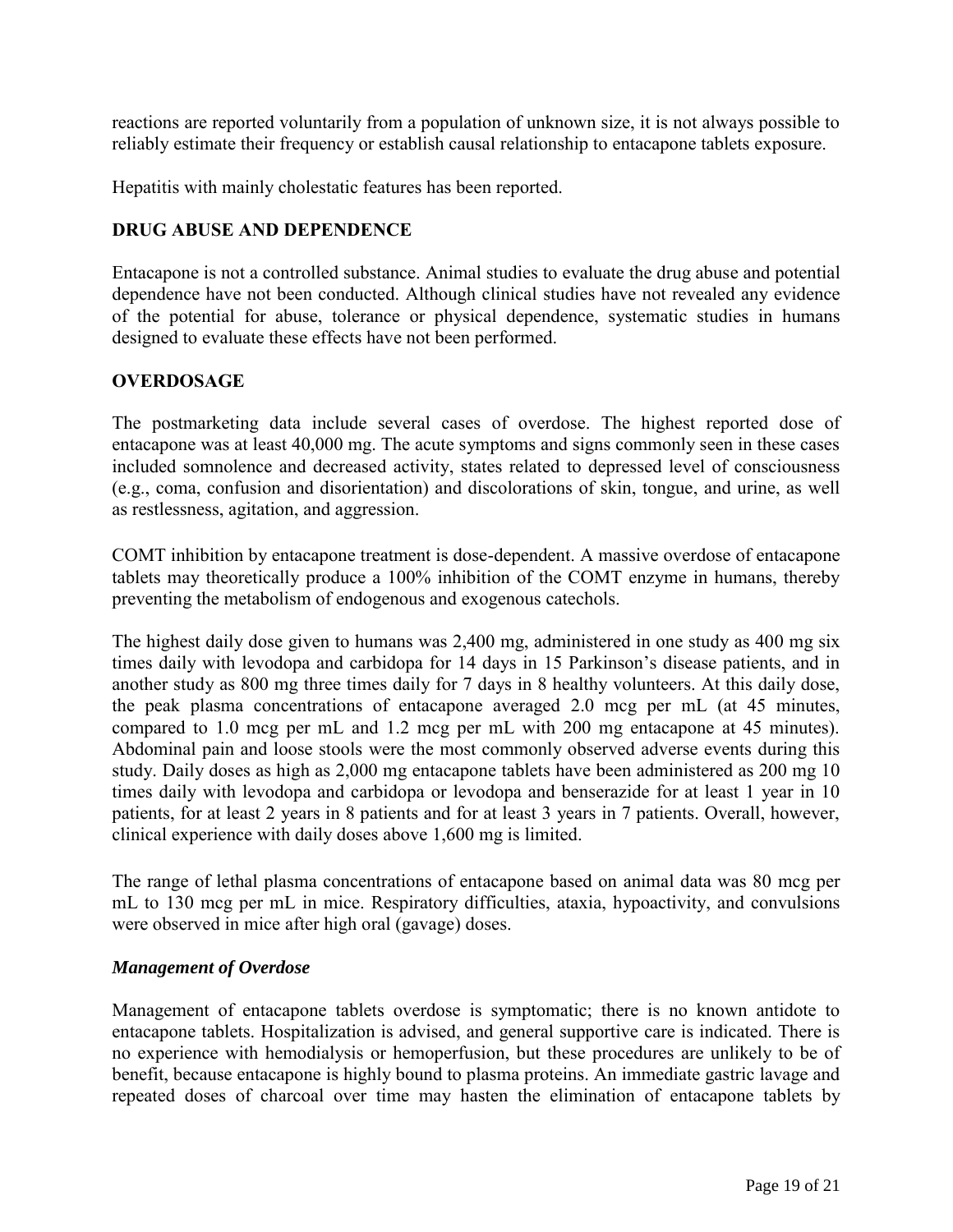reactions are reported voluntarily from a population of unknown size, it is not always possible to reliably estimate their frequency or establish causal relationship to entacapone tablets exposure.

Hepatitis with mainly cholestatic features has been reported.

## DRUG ABUSE AND DEPENDENCE

Entacapone is not a controlled substance. Animal studies to evaluate the drug abuse and potential dependence have not been conducted. Although clinical studies have not revealed any evidence of the potential for abuse, tolerance or physical dependence, systematic studies in humans designed to evaluate these effects have not been performed.

## OVERDOSAGE

The postmarketing data include several cases of overdose. The highest reported dose of entacapone was at least 40,000 mg. The acute symptoms and signs commonly seen in these cases included somnolence and decreased activity, states related to depressed level of consciousness (e.g., coma, confusion and disorientation) and discolorations of skin, tongue, and urine, as well as restlessness, agitation, and aggression.

COMT inhibition by entacapone treatment is dose-dependent. A massive overdose of entacapone tablets may theoretically produce a 100% inhibition of the COMT enzyme in humans, thereby preventing the metabolism of endogenous and exogenous catechols.

The highest daily dose given to humans was 2,400 mg, administered in one study as 400 mg six times daily with levodopa and carbidopa for 14 days in 15 Parkinson's disease patients, and in another study as 800 mg three times daily for 7 days in 8 healthy volunteers. At this daily dose, the peak plasma concentrations of entacapone averaged 2.0 mcg per mL (at 45 minutes, compared to 1.0 mcg per mL and 1.2 mcg per mL with 200 mg entacapone at 45 minutes). Abdominal pain and loose stools were the most commonly observed adverse events during this study. Daily doses as high as 2,000 mg entacapone tablets have been administered as 200 mg 10 times daily with levodopa and carbidopa or levodopa and benserazide for at least 1 year in 10 patients, for at least 2 years in 8 patients and for at least 3 years in 7 patients. Overall, however, clinical experience with daily doses above 1,600 mg is limited.

The range of lethal plasma concentrations of entacapone based on animal data was 80 mcg per mL to 130 mcg per mL in mice. Respiratory difficulties, ataxia, hypoactivity, and convulsions were observed in mice after high oral (gavage) doses.

### *Management of Overdose*

Management of entacapone tablets overdose is symptomatic; there is no known antidote to entacapone tablets. Hospitalization is advised, and general supportive care is indicated. There is no experience with hemodialysis or hemoperfusion, but these procedures are unlikely to be of benefit, because entacapone is highly bound to plasma proteins. An immediate gastric lavage and repeated doses of charcoal over time may hasten the elimination of entacapone tablets by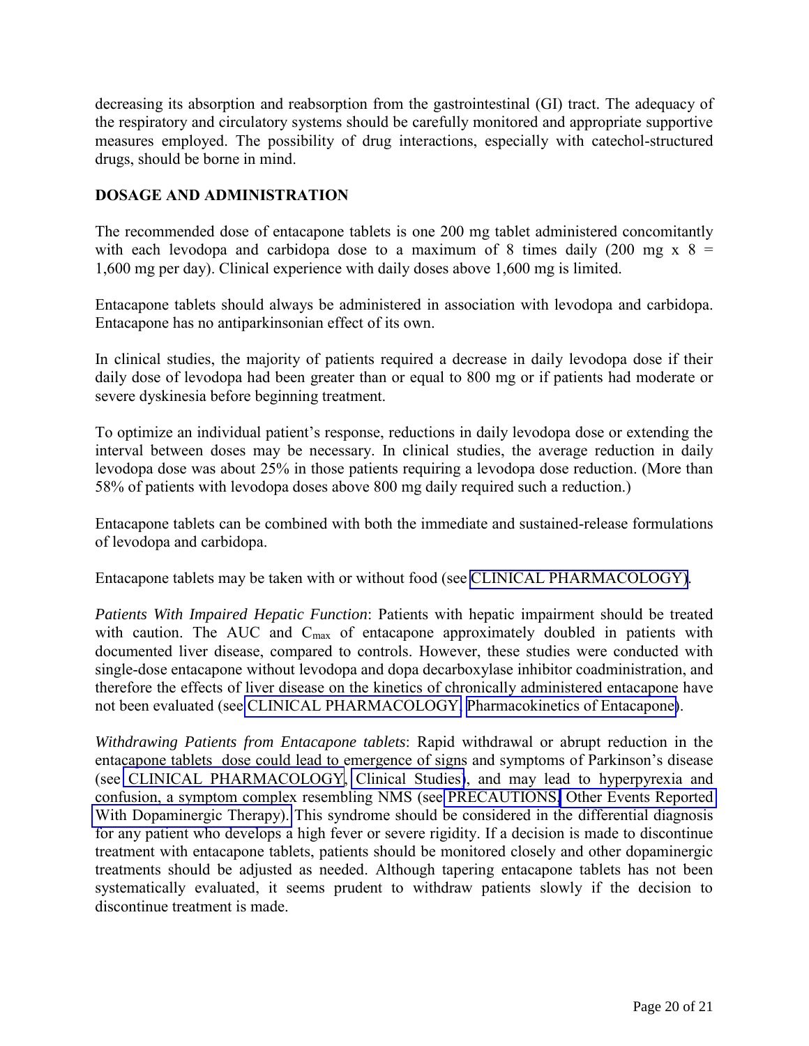decreasing its absorption and reabsorption from the gastrointestinal (GI) tract. The adequacy of the respiratory and circulatory systems should be carefully monitored and appropriate supportive measures employed. The possibility of drug interactions, especially with catechol-structured drugs, should be borne in mind.

## DOSAGE AND ADMINISTRATION

The recommended dose of entacapone tablets is one 200 mg tablet administered concomitantly with each levodopa and carbidopa dose to a maximum of 8 times daily (200 mg x 8 = 1,600 mg per day). Clinical experience with daily doses above 1,600 mg is limited.

Entacapone tablets should always be administered in association with levodopa and carbidopa. Entacapone has no antiparkinsonian effect of its own.

In clinical studies, the majority of patients required a decrease in daily levodopa dose if their daily dose of levodopa had been greater than or equal to 800 mg or if patients had moderate or severe dyskinesia before beginning treatment.

To optimize an individual patient's response, reductions in daily levodopa dose or extending the interval between doses may be necessary. In clinical studies, the average reduction in daily levodopa dose was about 25% in those patients requiring a levodopa dose reduction. (More than 58% of patients with levodopa doses above 800 mg daily required such a reduction.)

Entacapone tablets can be combined with both the immediate and sustained-release formulations of levodopa and carbidopa.

Entacapone tablets may be taken with or without food (see CLINICAL PHARMACOLOGY).

*Patients With Impaired Hepatic Function*: Patients with hepatic impairment should be treated with caution. The AUC and $C_{max}$ of entacapone approximately doubled in patients with documented liver disease, compared to controls. However, these studies were conducted with single-dose entacapone without levodopa and dopa decarboxylase inhibitor coadministration, and therefore the effects of liver disease on the kinetics of chronically administered entacapone have not been evaluated (see CLINICAL PHARMACOLOGY, Pharmacokinetics of Entacapone).

*Withdrawing Patients from Entacapone tablets*: Rapid withdrawal or abrupt reduction in the entacapone tablets dose could lead to emergence of signs and symptoms of Parkinson's disease (see CLINICAL PHARMACOLOGY, Clinical Studies), and may lead to hyperpyrexia and confusion, a symptom complex resembling NMS (see PRECAUTIONS, Other Events Reported With Dopaminergic Therapy). This syndrome should be considered in the differential diagnosis for any patient who develops a high fever or severe rigidity. If a decision is made to discontinue treatment with entacapone tablets, patients should be monitored closely and other dopaminergic treatments should be adjusted as needed. Although tapering entacapone tablets has not been systematically evaluated, it seems prudent to withdraw patients slowly if the decision to discontinue treatment is made.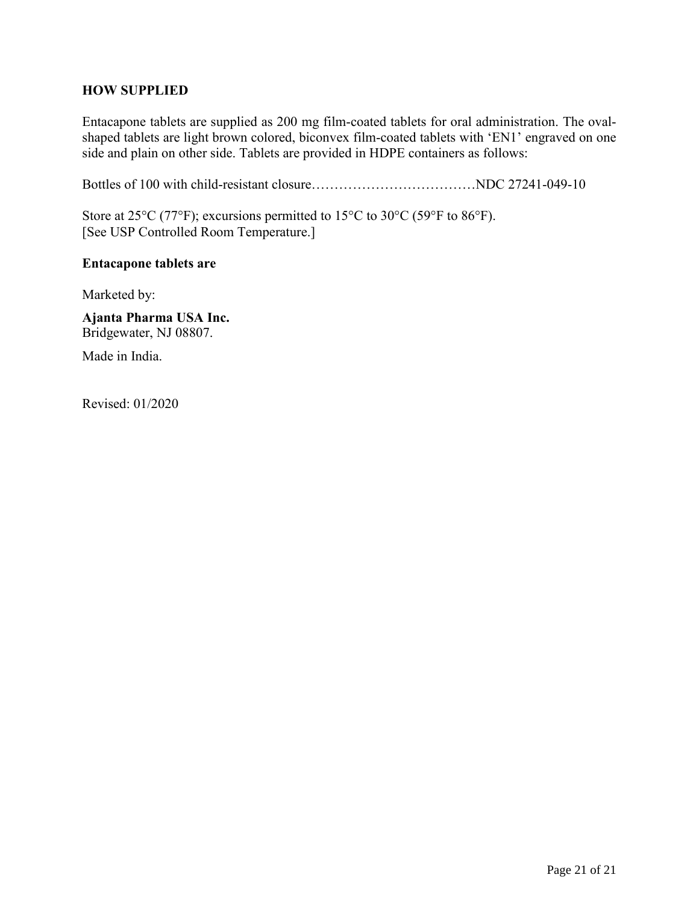## HOW SUPPLIED

Entacapone tablets are supplied as 200 mg film-coated tablets for oral administration. The oval-shaped tablets are light brown colored, biconvex film-coated tablets with 'EN1' engraved on one side and plain on other side. Tablets are provided in HDPE containers as follows:

Bottles of 100 with child-resistant closure………………………………NDC 27241-049-10

Store at 25°C (77°F); excursions permitted to 15°C to 30°C (59°F to 86°F).
[See USP Controlled Room Temperature.]

**Entacapone tablets are**

Marketed by:

**Ajanta Pharma USA Inc.**
Bridgewater, NJ 08807.

Made in India.

Revised: 01/2020